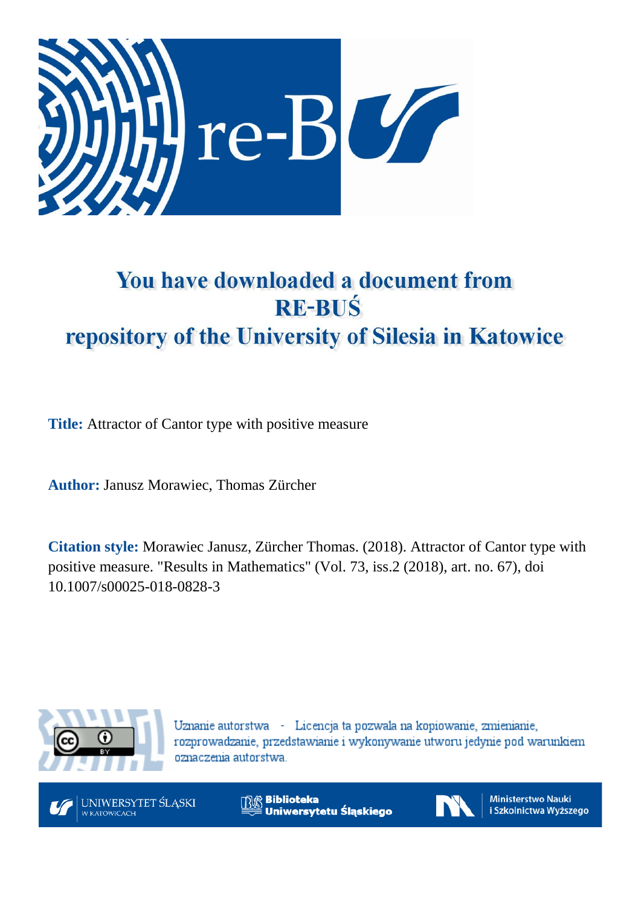# You have downloaded a document from RE-BUŚ repository of the University of Silesia in Katowice

**Title:** Attractor of Cantor type with positive measure

**Author:** Janusz Morawiec, Thomas Zürcher

**Citation style:** Morawiec Janusz, Zürcher Thomas. (2018). Attractor of Cantor type with positive measure. "Results in Mathematics" (Vol. 73, iss.2 (2018), art. no. 67), doi 10.1007/s00025-018-0828-3

Uznanie autorstwa - Licencja ta pozwala na kopiowanie, zmienianie, rozprowadzanie, przedstawianie i wykonywanie utworu jedynie pod warunkiem oznaczenia autorstwa.

UNIWERSYTET ŚLĄSKI W KATOWICACH

Biblioteka Uniwersytetu Śląskiego

Ministerstwo Nauki i Szkolnictwa Wyższego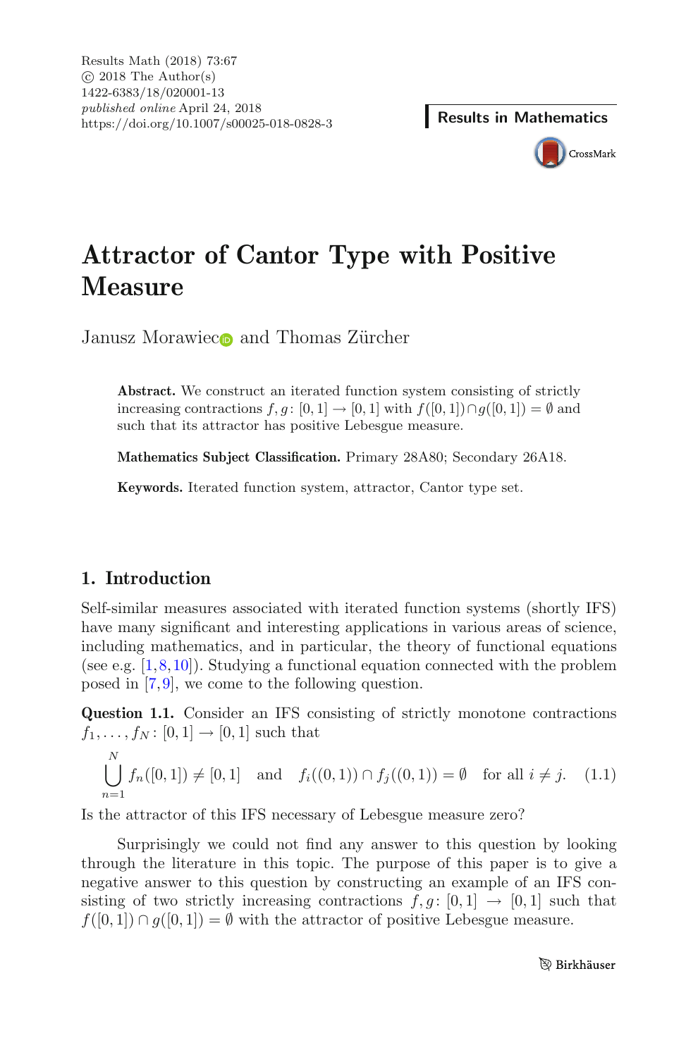# Attractor of Cantor Type with Positive Measure

Janusz Morawiec and Thomas Zürcher

**Abstract.** We construct an iterated function system consisting of strictly increasing contractions $f, g\colon [0,1] \to [0,1]$ with $f([0,1]) \cap g([0,1]) = \emptyset$ and such that its attractor has positive Lebesgue measure.

**Mathematics Subject Classification.** Primary 28A80; Secondary 26A18.

**Keywords.** Iterated function system, attractor, Cantor type set.

## 1. Introduction

Self-similar measures associated with iterated function systems (shortly IFS) have many significant and interesting applications in various areas of science, including mathematics, and in particular, the theory of functional equations (see e.g. [1,8,10]). Studying a functional equation connected with the problem posed in [7,9], we come to the following question.

**Question 1.1.** Consider an IFS consisting of strictly monotone contractions $f_1, \ldots, f_N\colon [0,1] \to [0,1]$ such that

$$\bigcup_{n=1}^{N} f_n([0,1]) \neq [0,1] \quad \text{and} \quad f_i((0,1)) \cap f_j((0,1)) = \emptyset \quad \text{for all } i \neq j. \tag{1.1}$$

Is the attractor of this IFS necessary of Lebesgue measure zero?

Surprisingly we could not find any answer to this question by looking through the literature in this topic. The purpose of this paper is to give a negative answer to this question by constructing an example of an IFS consisting of two strictly increasing contractions $f, g\colon [0,1] \to [0,1]$ such that $f([0,1]) \cap g([0,1]) = \emptyset$ with the attractor of positive Lebesgue measure.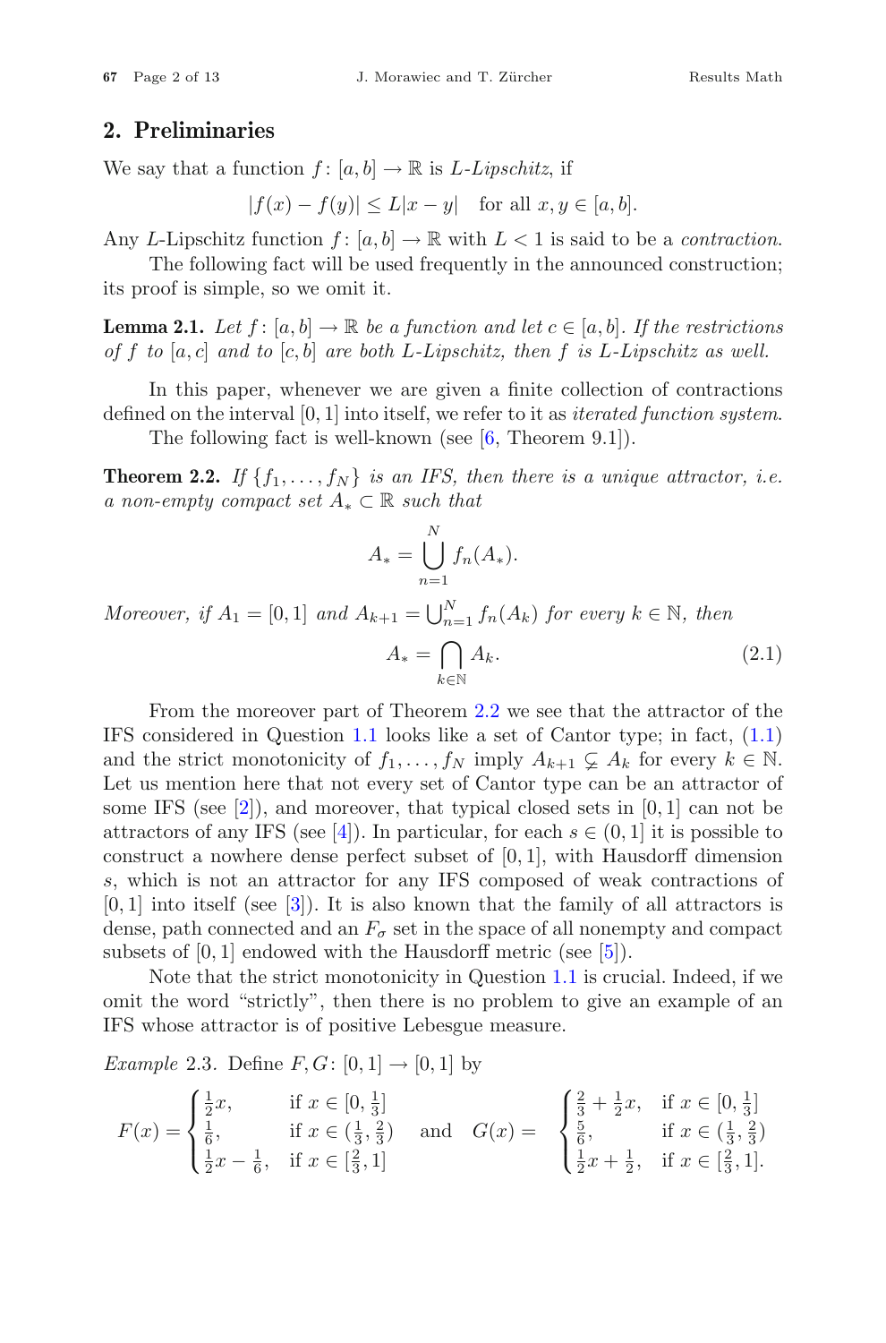## 2. Preliminaries

We say that a function $f\colon [a,b] \to \mathbb{R}$ is *L-Lipschitz*, if

$$|f(x) - f(y)| \leq L|x - y| \quad \text{for all } x, y \in [a,b].$$

Any $L$-Lipschitz function $f\colon [a,b] \to \mathbb{R}$ with $L < 1$ is said to be a *contraction*.

The following fact will be used frequently in the announced construction; its proof is simple, so we omit it.

**Lemma 2.1.** *Let $f\colon [a,b] \to \mathbb{R}$ be a function and let $c \in [a,b]$. If the restrictions of $f$ to $[a,c]$ and to $[c,b]$ are both $L$-Lipschitz, then $f$ is $L$-Lipschitz as well.*

In this paper, whenever we are given a finite collection of contractions defined on the interval $[0,1]$ into itself, we refer to it as *iterated function system*.

The following fact is well-known (see [6, Theorem 9.1]).

**Theorem 2.2.** *If $\{f_1, \ldots, f_N\}$ is an IFS, then there is a unique attractor, i.e. a non-empty compact set $A_* \subset \mathbb{R}$ such that*

$$A_* = \bigcup_{n=1}^{N} f_n(A_*).$$

*Moreover, if $A_1 = [0,1]$ and $A_{k+1} = \bigcup_{n=1}^{N} f_n(A_k)$ for every $k \in \mathbb{N}$, then*

$$A_* = \bigcap_{k \in \mathbb{N}} A_k. \tag{2.1}$$

From the moreover part of Theorem 2.2 we see that the attractor of the IFS considered in Question 1.1 looks like a set of Cantor type; in fact, (1.1) and the strict monotonicity of $f_1, \ldots, f_N$ imply $A_{k+1} \subsetneq A_k$ for every $k \in \mathbb{N}$. Let us mention here that not every set of Cantor type can be an attractor of some IFS (see [2]), and moreover, that typical closed sets in $[0,1]$ can not be attractors of any IFS (see [4]). In particular, for each $s \in (0,1]$ it is possible to construct a nowhere dense perfect subset of $[0,1]$, with Hausdorff dimension $s$, which is not an attractor for any IFS composed of weak contractions of $[0,1]$ into itself (see [3]). It is also known that the family of all attractors is dense, path connected and an $F_\sigma$ set in the space of all nonempty and compact subsets of $[0,1]$ endowed with the Hausdorff metric (see [5]).

Note that the strict monotonicity in Question 1.1 is crucial. Indeed, if we omit the word "strictly", then there is no problem to give an example of an IFS whose attractor is of positive Lebesgue measure.

*Example* 2.3. Define $F, G\colon [0,1] \to [0,1]$ by

$$F(x) = \begin{cases} \frac{1}{2}x, & \text{if } x \in [0, \frac{1}{3}] \\ \frac{1}{6}, & \text{if } x \in (\frac{1}{3}, \frac{2}{3}) \\ \frac{1}{2}x - \frac{1}{6}, & \text{if } x \in [\frac{2}{3}, 1] \end{cases} \quad \text{and} \quad G(x) = \begin{cases} \frac{2}{3} + \frac{1}{2}x, & \text{if } x \in [0, \frac{1}{3}] \\ \frac{5}{6}, & \text{if } x \in (\frac{1}{3}, \frac{2}{3}) \\ \frac{1}{2}x + \frac{1}{2}, & \text{if } x \in [\frac{2}{3}, 1]. \end{cases}$$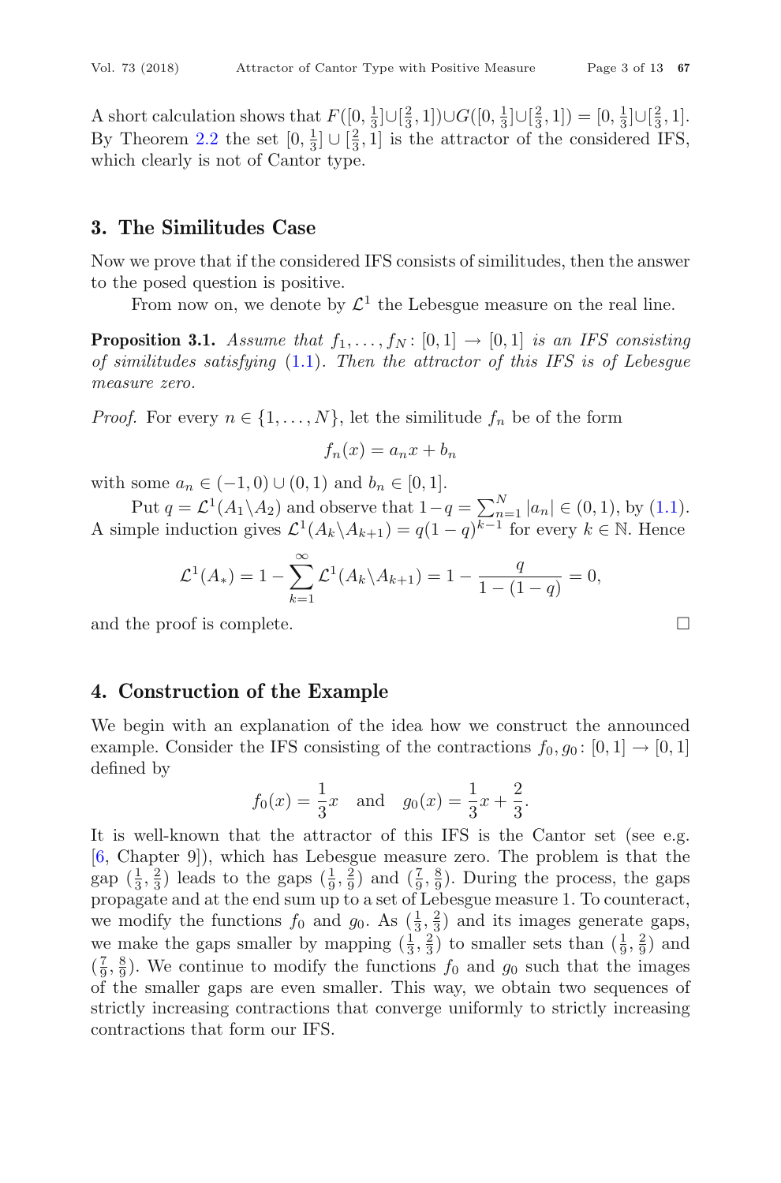A short calculation shows that $F([0,\frac{1}{3}]\cup[\frac{2}{3},1])\cup G([0,\frac{1}{3}]\cup[\frac{2}{3},1]) = [0,\frac{1}{3}]\cup[\frac{2}{3},1]$. By Theorem 2.2 the set $[0,\frac{1}{3}]\cup[\frac{2}{3},1]$ is the attractor of the considered IFS, which clearly is not of Cantor type.

## 3. The Similitudes Case

Now we prove that if the considered IFS consists of similitudes, then the answer to the posed question is positive.

From now on, we denote by $\mathcal{L}^1$ the Lebesgue measure on the real line.

**Proposition 3.1.** *Assume that $f_1,\ldots,f_N\colon[0,1]\to[0,1]$ is an IFS consisting of similitudes satisfying (1.1). Then the attractor of this IFS is of Lebesgue measure zero.*

*Proof.* For every $n\in\{1,\ldots,N\}$, let the similitude $f_n$ be of the form

$$f_n(x) = a_n x + b_n$$

with some $a_n\in(-1,0)\cup(0,1)$ and $b_n\in[0,1]$.

Put $q = \mathcal{L}^1(A_1\backslash A_2)$ and observe that $1-q = \sum_{n=1}^{N}|a_n|\in(0,1)$, by (1.1). A simple induction gives $\mathcal{L}^1(A_k\backslash A_{k+1}) = q(1-q)^{k-1}$ for every $k\in\mathbb{N}$. Hence

$$\mathcal{L}^1(A_*) = 1-\sum_{k=1}^{\infty}\mathcal{L}^1(A_k\backslash A_{k+1}) = 1-\frac{q}{1-(1-q)} = 0,$$

and the proof is complete. □

## 4. Construction of the Example

We begin with an explanation of the idea how we construct the announced example. Consider the IFS consisting of the contractions $f_0, g_0\colon[0,1]\to[0,1]$ defined by

$$f_0(x) = \frac{1}{3}x \quad\text{and}\quad g_0(x) = \frac{1}{3}x+\frac{2}{3}.$$

It is well-known that the attractor of this IFS is the Cantor set (see e.g. [6, Chapter 9]), which has Lebesgue measure zero. The problem is that the gap $(\frac{1}{3},\frac{2}{3})$ leads to the gaps $(\frac{1}{9},\frac{2}{9})$ and $(\frac{7}{9},\frac{8}{9})$. During the process, the gaps propagate and at the end sum up to a set of Lebesgue measure 1. To counteract, we modify the functions $f_0$ and $g_0$. As $(\frac{1}{3},\frac{2}{3})$ and its images generate gaps, we make the gaps smaller by mapping $(\frac{1}{3},\frac{2}{3})$ to smaller sets than $(\frac{1}{9},\frac{2}{9})$ and $(\frac{7}{9},\frac{8}{9})$. We continue to modify the functions $f_0$ and $g_0$ such that the images of the smaller gaps are even smaller. This way, we obtain two sequences of strictly increasing contractions that converge uniformly to strictly increasing contractions that form our IFS.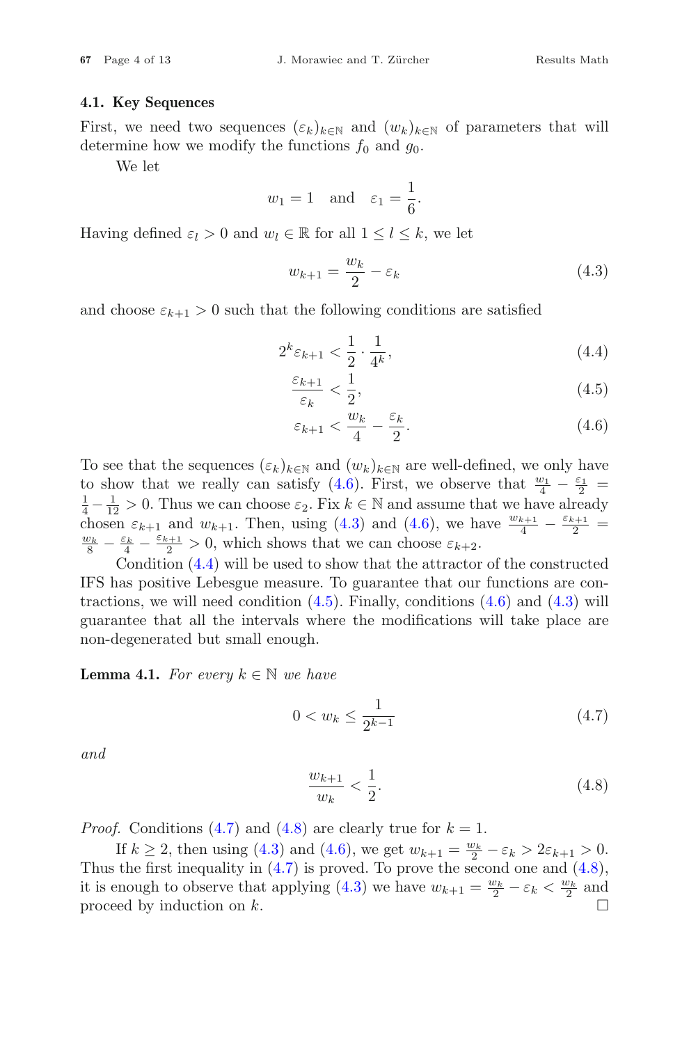### 4.1. Key Sequences

First, we need two sequences $(\varepsilon_k)_{k\in\mathbb{N}}$ and $(w_k)_{k\in\mathbb{N}}$ of parameters that will determine how we modify the functions $f_0$ and $g_0$.

We let

$$w_1 = 1 \quad \text{and} \quad \varepsilon_1 = \frac{1}{6}.$$

Having defined $\varepsilon_l > 0$ and $w_l \in \mathbb{R}$ for all $1 \leq l \leq k$, we let

$$w_{k+1} = \frac{w_k}{2} - \varepsilon_k \tag{4.3}$$

and choose $\varepsilon_{k+1} > 0$ such that the following conditions are satisfied

$$2^k \varepsilon_{k+1} < \frac{1}{2} \cdot \frac{1}{4^k}, \tag{4.4}$$

$$\frac{\varepsilon_{k+1}}{\varepsilon_k} < \frac{1}{2}, \tag{4.5}$$

$$\varepsilon_{k+1} < \frac{w_k}{4} - \frac{\varepsilon_k}{2}. \tag{4.6}$$

To see that the sequences $(\varepsilon_k)_{k\in\mathbb{N}}$ and $(w_k)_{k\in\mathbb{N}}$ are well-defined, we only have to show that we really can satisfy (4.6). First, we observe that $\frac{w_1}{4} - \frac{\varepsilon_1}{2} = \frac{1}{4} - \frac{1}{12} > 0$. Thus we can choose $\varepsilon_2$. Fix $k \in \mathbb{N}$ and assume that we have already chosen $\varepsilon_{k+1}$ and $w_{k+1}$. Then, using (4.3) and (4.6), we have $\frac{w_{k+1}}{4} - \frac{\varepsilon_{k+1}}{2} = \frac{w_k}{8} - \frac{\varepsilon_k}{4} - \frac{\varepsilon_{k+1}}{2} > 0$, which shows that we can choose $\varepsilon_{k+2}$.

Condition (4.4) will be used to show that the attractor of the constructed IFS has positive Lebesgue measure. To guarantee that our functions are contractions, we will need condition (4.5). Finally, conditions (4.6) and (4.3) will guarantee that all the intervals where the modifications will take place are non-degenerated but small enough.

**Lemma 4.1.** *For every $k \in \mathbb{N}$ we have*

$$0 < w_k \leq \frac{1}{2^{k-1}} \tag{4.7}$$

*and*

$$\frac{w_{k+1}}{w_k} < \frac{1}{2}. \tag{4.8}$$

*Proof.* Conditions (4.7) and (4.8) are clearly true for $k = 1$.

If $k \geq 2$, then using (4.3) and (4.6), we get $w_{k+1} = \frac{w_k}{2} - \varepsilon_k > 2\varepsilon_{k+1} > 0$. Thus the first inequality in (4.7) is proved. To prove the second one and (4.8), it is enough to observe that applying (4.3) we have $w_{k+1} = \frac{w_k}{2} - \varepsilon_k < \frac{w_k}{2}$ and proceed by induction on $k$. □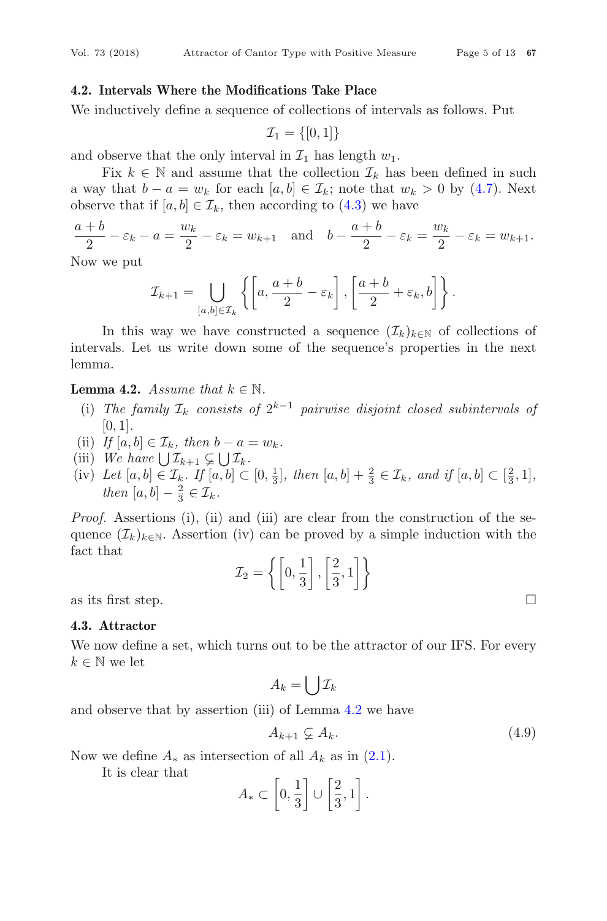### 4.2. Intervals Where the Modifications Take Place

We inductively define a sequence of collections of intervals as follows. Put

$$\mathcal{I}_1 = \{[0,1]\}$$

and observe that the only interval in $\mathcal{I}_1$ has length $w_1$.

Fix $k \in \mathbb{N}$ and assume that the collection $\mathcal{I}_k$ has been defined in such a way that $b - a = w_k$ for each $[a,b] \in \mathcal{I}_k$; note that $w_k > 0$ by (4.7). Next observe that if $[a,b] \in \mathcal{I}_k$, then according to (4.3) we have

$$\frac{a+b}{2} - \varepsilon_k - a = \frac{w_k}{2} - \varepsilon_k = w_{k+1} \quad \text{and} \quad b - \frac{a+b}{2} - \varepsilon_k = \frac{w_k}{2} - \varepsilon_k = w_{k+1}.$$

Now we put

$$\mathcal{I}_{k+1} = \bigcup_{[a,b] \in \mathcal{I}_k} \left\{ \left[a, \frac{a+b}{2} - \varepsilon_k\right], \left[\frac{a+b}{2} + \varepsilon_k, b\right] \right\}.$$

In this way we have constructed a sequence $(\mathcal{I}_k)_{k \in \mathbb{N}}$ of collections of intervals. Let us write down some of the sequence's properties in the next lemma.

**Lemma 4.2.** *Assume that* $k \in \mathbb{N}$.

- (i) *The family* $\mathcal{I}_k$ *consists of* $2^{k-1}$ *pairwise disjoint closed subintervals of* $[0,1]$.
- (ii) *If* $[a,b] \in \mathcal{I}_k$, *then* $b - a = w_k$.
- (iii) *We have* $\bigcup \mathcal{I}_{k+1} \subsetneq \bigcup \mathcal{I}_k$.
- (iv) *Let* $[a,b] \in \mathcal{I}_k$. *If* $[a,b] \subset [0, \frac{1}{3}]$, *then* $[a,b] + \frac{2}{3} \in \mathcal{I}_k$, *and if* $[a,b] \subset [\frac{2}{3}, 1]$, *then* $[a,b] - \frac{2}{3} \in \mathcal{I}_k$.

*Proof.* Assertions (i), (ii) and (iii) are clear from the construction of the sequence $(\mathcal{I}_k)_{k \in \mathbb{N}}$. Assertion (iv) can be proved by a simple induction with the fact that

$$\mathcal{I}_2 = \left\{ \left[0, \frac{1}{3}\right], \left[\frac{2}{3}, 1\right] \right\}$$

as its first step. $\square$

### 4.3. Attractor

We now define a set, which turns out to be the attractor of our IFS. For every $k \in \mathbb{N}$ we let

$$A_k = \bigcup \mathcal{I}_k$$

and observe that by assertion (iii) of Lemma 4.2 we have

$$A_{k+1} \subsetneq A_k. \tag{4.9}$$

Now we define $A_*$ as intersection of all $A_k$ as in (2.1).

It is clear that

$$A_* \subset \left[0, \frac{1}{3}\right] \cup \left[\frac{2}{3}, 1\right].$$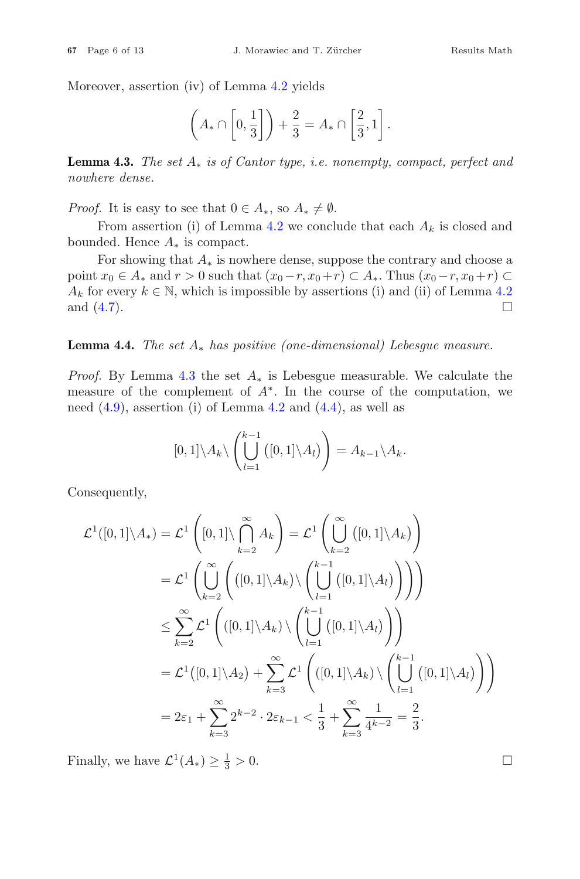Moreover, assertion (iv) of Lemma 4.2 yields

$$\left(A_* \cap \left[0, \frac{1}{3}\right]\right) + \frac{2}{3} = A_* \cap \left[\frac{2}{3}, 1\right].$$

**Lemma 4.3.** *The set $A_*$ is of Cantor type, i.e. nonempty, compact, perfect and nowhere dense.*

*Proof.* It is easy to see that $0 \in A_*$, so $A_* \neq \emptyset$.

From assertion (i) of Lemma 4.2 we conclude that each $A_k$ is closed and bounded. Hence $A_*$ is compact.

For showing that $A_*$ is nowhere dense, suppose the contrary and choose a point $x_0 \in A_*$ and $r > 0$ such that $(x_0 - r, x_0 + r) \subset A_*$. Thus $(x_0 - r, x_0 + r) \subset A_k$ for every $k \in \mathbb{N}$, which is impossible by assertions (i) and (ii) of Lemma 4.2 and (4.7). □

**Lemma 4.4.** *The set $A_*$ has positive (one-dimensional) Lebesgue measure.*

*Proof.* By Lemma 4.3 the set $A_*$ is Lebesgue measurable. We calculate the measure of the complement of $A^*$. In the course of the computation, we need (4.9), assertion (i) of Lemma 4.2 and (4.4), as well as

$$[0,1]\backslash A_k \backslash \left(\bigcup_{l=1}^{k-1} ([0,1]\backslash A_l)\right) = A_{k-1}\backslash A_k.$$

Consequently,

$$\begin{aligned}
\mathcal{L}^1([0,1]\backslash A_*) &= \mathcal{L}^1\left([0,1]\backslash \bigcap_{k=2}^{\infty} A_k\right) = \mathcal{L}^1\left(\bigcup_{k=2}^{\infty} ([0,1]\backslash A_k)\right) \\
&= \mathcal{L}^1\left(\bigcup_{k=2}^{\infty}\left(([0,1]\backslash A_k)\backslash\left(\bigcup_{l=1}^{k-1}([0,1]\backslash A_l)\right)\right)\right) \\
&\leq \sum_{k=2}^{\infty} \mathcal{L}^1\left(([0,1]\backslash A_k)\backslash\left(\bigcup_{l=1}^{k-1}([0,1]\backslash A_l)\right)\right) \\
&= \mathcal{L}^1([0,1]\backslash A_2) + \sum_{k=3}^{\infty} \mathcal{L}^1\left(([0,1]\backslash A_k)\backslash\left(\bigcup_{l=1}^{k-1}([0,1]\backslash A_l)\right)\right) \\
&= 2\varepsilon_1 + \sum_{k=3}^{\infty} 2^{k-2}\cdot 2\varepsilon_{k-1} < \frac{1}{3} + \sum_{k=3}^{\infty} \frac{1}{4^{k-2}} = \frac{2}{3}.
\end{aligned}$$

Finally, we have $\mathcal{L}^1(A_*) \geq \frac{1}{3} > 0$. □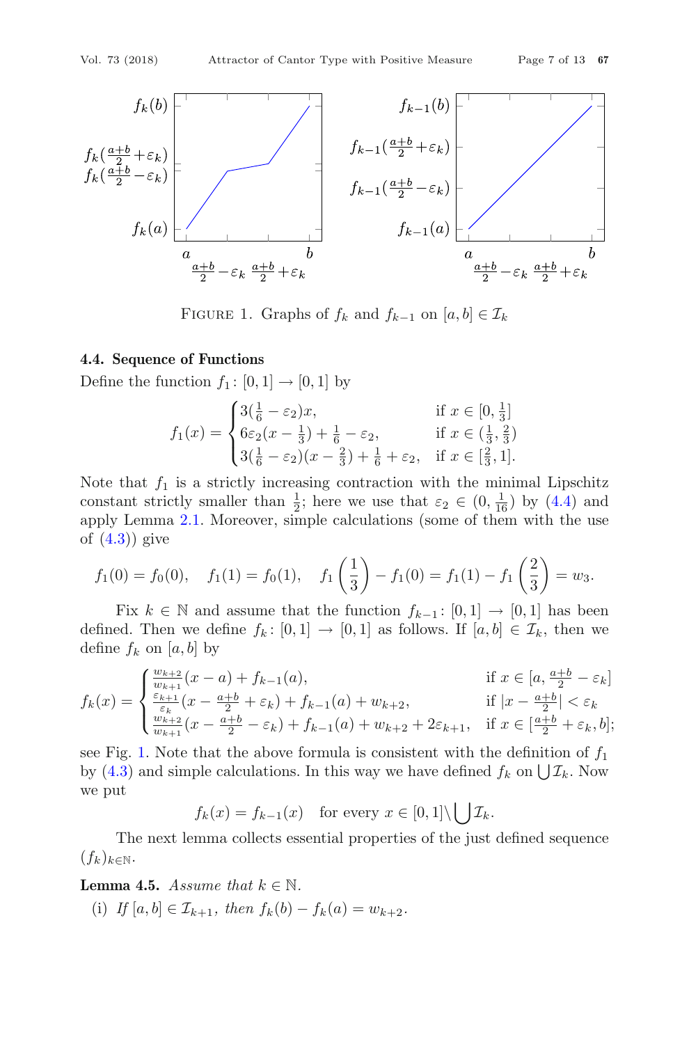FIGURE 1. Graphs of $f_k$ and $f_{k-1}$ on $[a,b]\in\mathcal{I}_k$

### 4.4. Sequence of Functions

Define the function $f_1\colon[0,1]\to[0,1]$ by

$$f_1(x)=\begin{cases}3(\frac{1}{6}-\varepsilon_2)x, & \text{if } x\in[0,\frac{1}{3}]\\ 6\varepsilon_2(x-\frac{1}{3})+\frac{1}{6}-\varepsilon_2, & \text{if } x\in(\frac{1}{3},\frac{2}{3})\\ 3(\frac{1}{6}-\varepsilon_2)(x-\frac{2}{3})+\frac{1}{6}+\varepsilon_2, & \text{if } x\in[\frac{2}{3},1].\end{cases}$$

Note that $f_1$ is a strictly increasing contraction with the minimal Lipschitz constant strictly smaller than $\frac{1}{2}$; here we use that $\varepsilon_2\in(0,\frac{1}{16})$ by (4.4) and apply Lemma 2.1. Moreover, simple calculations (some of them with the use of (4.3)) give

$$f_1(0)=f_0(0),\quad f_1(1)=f_0(1),\quad f_1\left(\frac{1}{3}\right)-f_1(0)=f_1(1)-f_1\left(\frac{2}{3}\right)=w_3.$$

Fix $k\in\mathbb{N}$ and assume that the function $f_{k-1}\colon[0,1]\to[0,1]$ has been defined. Then we define $f_k\colon[0,1]\to[0,1]$ as follows. If $[a,b]\in\mathcal{I}_k$, then we define $f_k$ on $[a,b]$ by

$$f_k(x)=\begin{cases}\frac{w_{k+2}}{w_{k+1}}(x-a)+f_{k-1}(a), & \text{if } x\in[a,\frac{a+b}{2}-\varepsilon_k]\\ \frac{\varepsilon_{k+1}}{\varepsilon_k}(x-\frac{a+b}{2}+\varepsilon_k)+f_{k-1}(a)+w_{k+2}, & \text{if } |x-\frac{a+b}{2}|<\varepsilon_k\\ \frac{w_{k+2}}{w_{k+1}}(x-\frac{a+b}{2}-\varepsilon_k)+f_{k-1}(a)+w_{k+2}+2\varepsilon_{k+1}, & \text{if } x\in[\frac{a+b}{2}+\varepsilon_k,b];\end{cases}$$

see Fig. 1. Note that the above formula is consistent with the definition of $f_1$ by (4.3) and simple calculations. In this way we have defined $f_k$ on $\bigcup\mathcal{I}_k$. Now we put

$$f_k(x)=f_{k-1}(x)\quad\text{for every } x\in[0,1]\setminus\bigcup\mathcal{I}_k.$$

The next lemma collects essential properties of the just defined sequence $(f_k)_{k\in\mathbb{N}}$.

**Lemma 4.5.** *Assume that $k\in\mathbb{N}$.*

(i) *If $[a,b]\in\mathcal{I}_{k+1}$, then $f_k(b)-f_k(a)=w_{k+2}$.*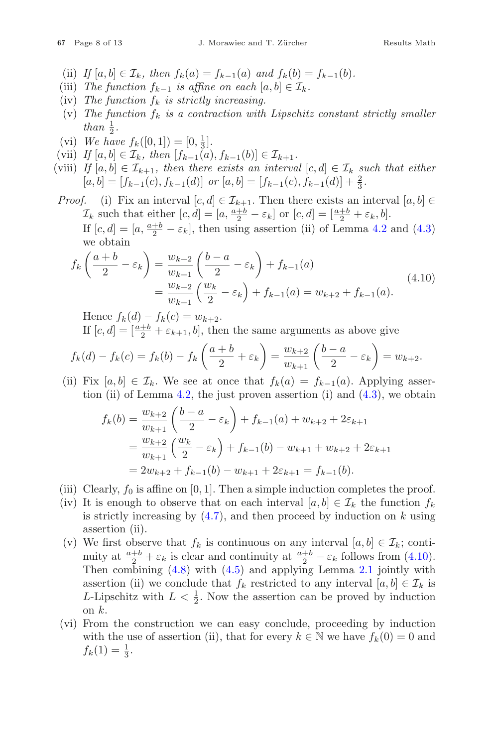(ii) *If* $[a,b] \in \mathcal{I}_k$*, then* $f_k(a) = f_{k-1}(a)$ *and* $f_k(b) = f_{k-1}(b)$.

(iii) *The function* $f_{k-1}$ *is affine on each* $[a,b] \in \mathcal{I}_k$.

(iv) *The function* $f_k$ *is strictly increasing.*

(v) *The function* $f_k$ *is a contraction with Lipschitz constant strictly smaller than* $\frac{1}{2}$.

(vi) *We have* $f_k([0,1]) = [0, \frac{1}{3}]$.

(vii) *If* $[a,b] \in \mathcal{I}_k$*, then* $[f_{k-1}(a), f_{k-1}(b)] \in \mathcal{I}_{k+1}$.

(viii) *If* $[a,b] \in \mathcal{I}_{k+1}$*, then there exists an interval* $[c,d] \in \mathcal{I}_k$ *such that either* $[a,b] = [f_{k-1}(c), f_{k-1}(d)]$ *or* $[a,b] = [f_{k-1}(c), f_{k-1}(d)] + \frac{2}{3}$.

*Proof.* (i) Fix an interval $[c,d] \in \mathcal{I}_{k+1}$. Then there exists an interval $[a,b] \in \mathcal{I}_k$ such that either $[c,d] = [a, \frac{a+b}{2} - \varepsilon_k]$ or $[c,d] = [\frac{a+b}{2} + \varepsilon_k, b]$.

If $[c,d] = [a, \frac{a+b}{2} - \varepsilon_k]$, then using assertion (ii) of Lemma 4.2 and (4.3) we obtain

$$
\begin{aligned}
f_k\left(\frac{a+b}{2} - \varepsilon_k\right) &= \frac{w_{k+2}}{w_{k+1}}\left(\frac{b-a}{2} - \varepsilon_k\right) + f_{k-1}(a) \\
&= \frac{w_{k+2}}{w_{k+1}}\left(\frac{w_k}{2} - \varepsilon_k\right) + f_{k-1}(a) = w_{k+2} + f_{k-1}(a).
\end{aligned}
\tag{4.10}
$$

Hence $f_k(d) - f_k(c) = w_{k+2}$.

If $[c,d] = [\frac{a+b}{2} + \varepsilon_{k+1}, b]$, then the same arguments as above give

$$
f_k(d) - f_k(c) = f_k(b) - f_k\left(\frac{a+b}{2} + \varepsilon_k\right) = \frac{w_{k+2}}{w_{k+1}}\left(\frac{b-a}{2} - \varepsilon_k\right) = w_{k+2}.
$$

(ii) Fix $[a,b] \in \mathcal{I}_k$. We see at once that $f_k(a) = f_{k-1}(a)$. Applying assertion (ii) of Lemma 4.2, the just proven assertion (i) and (4.3), we obtain

$$
\begin{aligned}
f_k(b) &= \frac{w_{k+2}}{w_{k+1}}\left(\frac{b-a}{2} - \varepsilon_k\right) + f_{k-1}(a) + w_{k+2} + 2\varepsilon_{k+1} \\
&= \frac{w_{k+2}}{w_{k+1}}\left(\frac{w_k}{2} - \varepsilon_k\right) + f_{k-1}(b) - w_{k+1} + w_{k+2} + 2\varepsilon_{k+1} \\
&= 2w_{k+2} + f_{k-1}(b) - w_{k+1} + 2\varepsilon_{k+1} = f_{k-1}(b).
\end{aligned}
$$

(iii) Clearly, $f_0$ is affine on $[0,1]$. Then a simple induction completes the proof.

(iv) It is enough to observe that on each interval $[a,b] \in \mathcal{I}_k$ the function $f_k$ is strictly increasing by (4.7), and then proceed by induction on $k$ using assertion (ii).

(v) We first observe that $f_k$ is continuous on any interval $[a,b] \in \mathcal{I}_k$; continuity at $\frac{a+b}{2} + \varepsilon_k$ is clear and continuity at $\frac{a+b}{2} - \varepsilon_k$ follows from (4.10). Then combining (4.8) with (4.5) and applying Lemma 2.1 jointly with assertion (ii) we conclude that $f_k$ restricted to any interval $[a,b] \in \mathcal{I}_k$ is $L$-Lipschitz with $L < \frac{1}{2}$. Now the assertion can be proved by induction on $k$.

(vi) From the construction we can easy conclude, proceeding by induction with the use of assertion (ii), that for every $k \in \mathbb{N}$ we have $f_k(0) = 0$ and $f_k(1) = \frac{1}{3}$.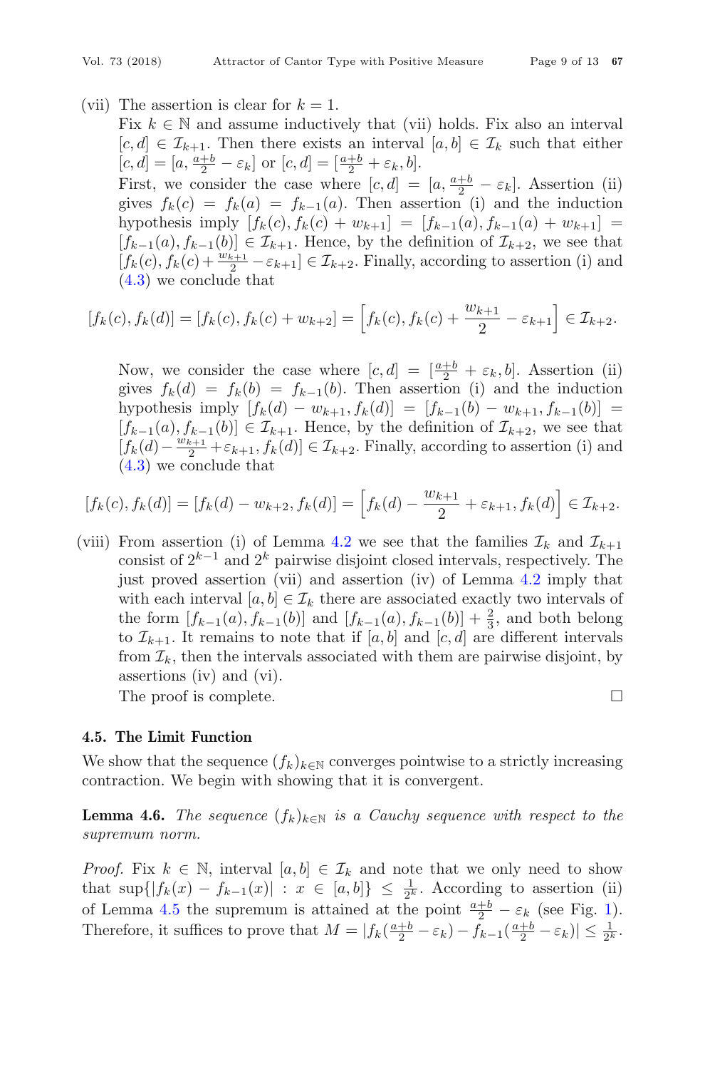(vii) The assertion is clear for $k=1$.

Fix $k \in \mathbb{N}$ and assume inductively that (vii) holds. Fix also an interval $[c,d] \in \mathcal{I}_{k+1}$. Then there exists an interval $[a,b] \in \mathcal{I}_k$ such that either $[c,d] = [a, \frac{a+b}{2} - \varepsilon_k]$ or $[c,d] = [\frac{a+b}{2} + \varepsilon_k, b]$.

First, we consider the case where $[c,d] = [a, \frac{a+b}{2} - \varepsilon_k]$. Assertion (ii) gives $f_k(c) = f_k(a) = f_{k-1}(a)$. Then assertion (i) and the induction hypothesis imply $[f_k(c), f_k(c) + w_{k+1}] = [f_{k-1}(a), f_{k-1}(a) + w_{k+1}] = [f_{k-1}(a), f_{k-1}(b)] \in \mathcal{I}_{k+1}$. Hence, by the definition of $\mathcal{I}_{k+2}$, we see that $[f_k(c), f_k(c) + \frac{w_{k+1}}{2} - \varepsilon_{k+1}] \in \mathcal{I}_{k+2}$. Finally, according to assertion (i) and (4.3) we conclude that

$$[f_k(c), f_k(d)] = [f_k(c), f_k(c) + w_{k+2}] = \left[f_k(c), f_k(c) + \frac{w_{k+1}}{2} - \varepsilon_{k+1}\right] \in \mathcal{I}_{k+2}.$$

Now, we consider the case where $[c,d] = [\frac{a+b}{2} + \varepsilon_k, b]$. Assertion (ii) gives $f_k(d) = f_k(b) = f_{k-1}(b)$. Then assertion (i) and the induction hypothesis imply $[f_k(d) - w_{k+1}, f_k(d)] = [f_{k-1}(b) - w_{k+1}, f_{k-1}(b)] = [f_{k-1}(a), f_{k-1}(b)] \in \mathcal{I}_{k+1}$. Hence, by the definition of $\mathcal{I}_{k+2}$, we see that $[f_k(d) - \frac{w_{k+1}}{2} + \varepsilon_{k+1}, f_k(d)] \in \mathcal{I}_{k+2}$. Finally, according to assertion (i) and (4.3) we conclude that

$$[f_k(c), f_k(d)] = [f_k(d) - w_{k+2}, f_k(d)] = \left[f_k(d) - \frac{w_{k+1}}{2} + \varepsilon_{k+1}, f_k(d)\right] \in \mathcal{I}_{k+2}.$$

(viii) From assertion (i) of Lemma 4.2 we see that the families $\mathcal{I}_k$ and $\mathcal{I}_{k+1}$ consist of $2^{k-1}$ and $2^k$ pairwise disjoint closed intervals, respectively. The just proved assertion (vii) and assertion (iv) of Lemma 4.2 imply that with each interval $[a,b] \in \mathcal{I}_k$ there are associated exactly two intervals of the form $[f_{k-1}(a), f_{k-1}(b)]$ and $[f_{k-1}(a), f_{k-1}(b)] + \frac{2}{3}$, and both belong to $\mathcal{I}_{k+1}$. It remains to note that if $[a,b]$ and $[c,d]$ are different intervals from $\mathcal{I}_k$, then the intervals associated with them are pairwise disjoint, by assertions (iv) and (vi).

The proof is complete. □

### 4.5. The Limit Function

We show that the sequence $(f_k)_{k\in\mathbb{N}}$ converges pointwise to a strictly increasing contraction. We begin with showing that it is convergent.

**Lemma 4.6.** *The sequence $(f_k)_{k\in\mathbb{N}}$ is a Cauchy sequence with respect to the supremum norm.*

*Proof.* Fix $k \in \mathbb{N}$, interval $[a,b] \in \mathcal{I}_k$ and note that we only need to show that $\sup\{|f_k(x) - f_{k-1}(x)| : x \in [a,b]\} \leq \frac{1}{2^k}$. According to assertion (ii) of Lemma 4.5 the supremum is attained at the point $\frac{a+b}{2} - \varepsilon_k$ (see Fig. 1). Therefore, it suffices to prove that $M = |f_k(\frac{a+b}{2} - \varepsilon_k) - f_{k-1}(\frac{a+b}{2} - \varepsilon_k)| \leq \frac{1}{2^k}$.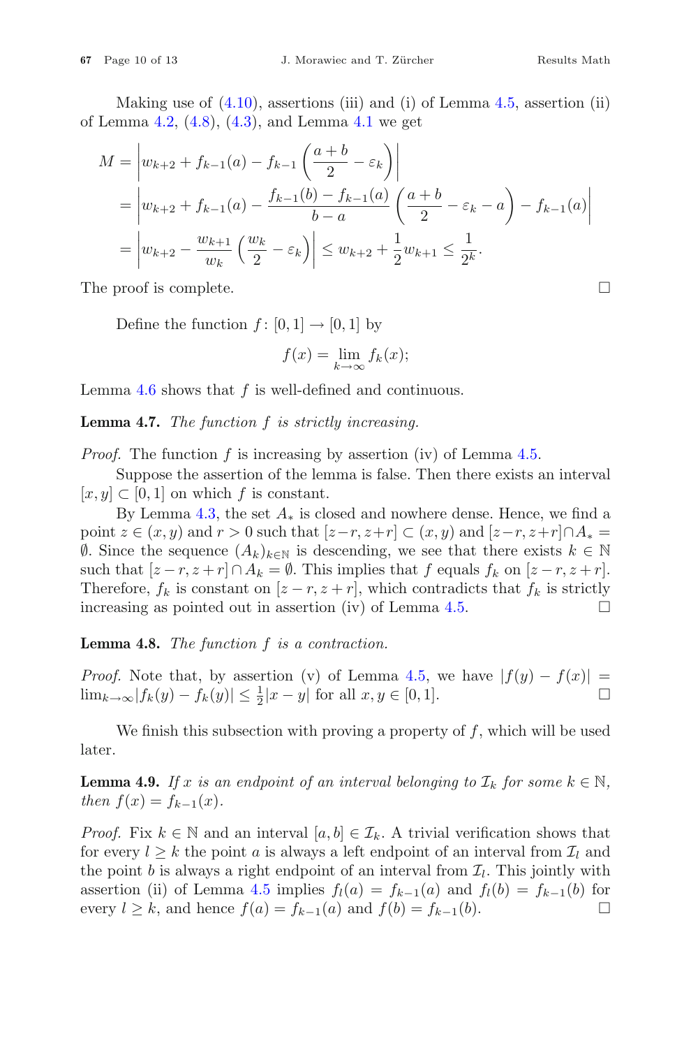Making use of (4.10), assertions (iii) and (i) of Lemma 4.5, assertion (ii) of Lemma 4.2, (4.8), (4.3), and Lemma 4.1 we get

$$
\begin{aligned}
M &= \left| w_{k+2} + f_{k-1}(a) - f_{k-1}\left(\frac{a+b}{2} - \varepsilon_k\right)\right| \\
&= \left| w_{k+2} + f_{k-1}(a) - \frac{f_{k-1}(b) - f_{k-1}(a)}{b-a}\left(\frac{a+b}{2} - \varepsilon_k - a\right) - f_{k-1}(a)\right| \\
&= \left| w_{k+2} - \frac{w_{k+1}}{w_k}\left(\frac{w_k}{2} - \varepsilon_k\right)\right| \le w_{k+2} + \frac{1}{2}w_{k+1} \le \frac{1}{2^k}.
\end{aligned}
$$

The proof is complete. □

Define the function $f\colon [0,1] \to [0,1]$ by

$$
f(x) = \lim_{k\to\infty} f_k(x);
$$

Lemma 4.6 shows that $f$ is well-defined and continuous.

**Lemma 4.7.** *The function $f$ is strictly increasing.*

*Proof.* The function $f$ is increasing by assertion (iv) of Lemma 4.5.

Suppose the assertion of the lemma is false. Then there exists an interval $[x, y] \subset [0, 1]$ on which $f$ is constant.

By Lemma 4.3, the set $A_*$ is closed and nowhere dense. Hence, we find a point $z \in (x, y)$ and $r > 0$ such that $[z-r, z+r] \subset (x, y)$ and $[z-r, z+r] \cap A_* = \emptyset$. Since the sequence $(A_k)_{k\in\mathbb{N}}$ is descending, we see that there exists $k \in \mathbb{N}$ such that $[z-r, z+r] \cap A_k = \emptyset$. This implies that $f$ equals $f_k$ on $[z-r, z+r]$. Therefore, $f_k$ is constant on $[z-r, z+r]$, which contradicts that $f_k$ is strictly increasing as pointed out in assertion (iv) of Lemma 4.5. □

**Lemma 4.8.** *The function $f$ is a contraction.*

*Proof.* Note that, by assertion (v) of Lemma 4.5, we have $|f(y) - f(x)| = \lim_{k\to\infty}|f_k(y) - f_k(y)| \le \frac{1}{2}|x - y|$ for all $x, y \in [0, 1]$. □

We finish this subsection with proving a property of $f$, which will be used later.

**Lemma 4.9.** *If $x$ is an endpoint of an interval belonging to $\mathcal{I}_k$ for some $k \in \mathbb{N}$, then $f(x) = f_{k-1}(x)$.*

*Proof.* Fix $k \in \mathbb{N}$ and an interval $[a, b] \in \mathcal{I}_k$. A trivial verification shows that for every $l \ge k$ the point $a$ is always a left endpoint of an interval from $\mathcal{I}_l$ and the point $b$ is always a right endpoint of an interval from $\mathcal{I}_l$. This jointly with assertion (ii) of Lemma 4.5 implies $f_l(a) = f_{k-1}(a)$ and $f_l(b) = f_{k-1}(b)$ for every $l \ge k$, and hence $f(a) = f_{k-1}(a)$ and $f(b) = f_{k-1}(b)$. □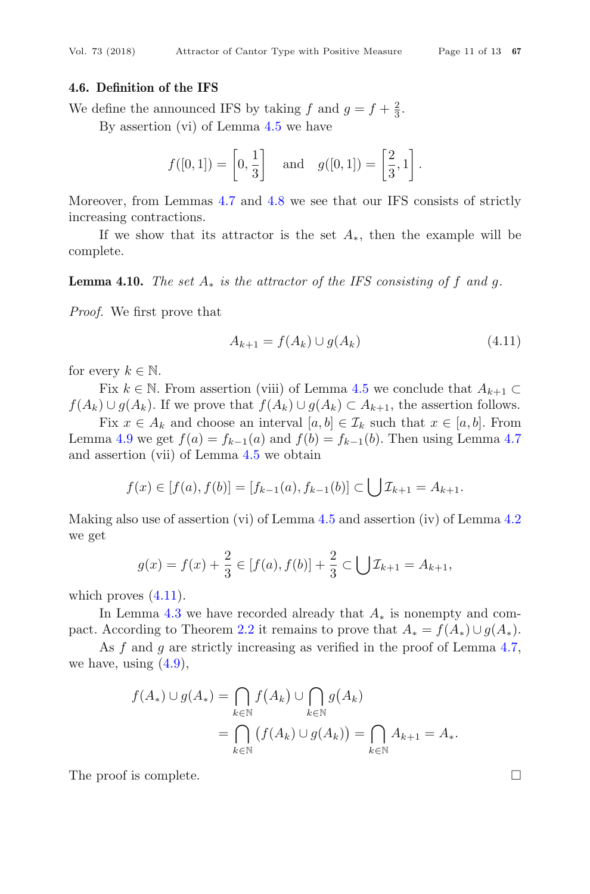### 4.6. Definition of the IFS

We define the announced IFS by taking $f$ and $g = f + \frac{2}{3}$.

By assertion (vi) of Lemma 4.5 we have

$$f([0,1]) = \left[0, \frac{1}{3}\right] \quad \text{and} \quad g([0,1]) = \left[\frac{2}{3}, 1\right].$$

Moreover, from Lemmas 4.7 and 4.8 we see that our IFS consists of strictly increasing contractions.

If we show that its attractor is the set $A_*$, then the example will be complete.

**Lemma 4.10.** *The set $A_*$ is the attractor of the IFS consisting of $f$ and $g$.*

*Proof.* We first prove that

$$A_{k+1} = f(A_k) \cup g(A_k) \tag{4.11}$$

for every $k \in \mathbb{N}$.

Fix $k \in \mathbb{N}$. From assertion (viii) of Lemma 4.5 we conclude that $A_{k+1} \subset f(A_k) \cup g(A_k)$. If we prove that $f(A_k) \cup g(A_k) \subset A_{k+1}$, the assertion follows.

Fix $x \in A_k$ and choose an interval $[a,b] \in \mathcal{I}_k$ such that $x \in [a,b]$. From Lemma 4.9 we get $f(a) = f_{k-1}(a)$ and $f(b) = f_{k-1}(b)$. Then using Lemma 4.7 and assertion (vii) of Lemma 4.5 we obtain

$$f(x) \in [f(a), f(b)] = [f_{k-1}(a), f_{k-1}(b)] \subset \bigcup \mathcal{I}_{k+1} = A_{k+1}.$$

Making also use of assertion (vi) of Lemma 4.5 and assertion (iv) of Lemma 4.2 we get

$$g(x) = f(x) + \frac{2}{3} \in [f(a), f(b)] + \frac{2}{3} \subset \bigcup \mathcal{I}_{k+1} = A_{k+1},$$

which proves (4.11).

In Lemma 4.3 we have recorded already that $A_*$ is nonempty and compact. According to Theorem 2.2 it remains to prove that $A_* = f(A_*) \cup g(A_*)$.

As $f$ and $g$ are strictly increasing as verified in the proof of Lemma 4.7, we have, using (4.9),

$$\begin{aligned}
f(A_*) \cup g(A_*) &= \bigcap_{k \in \mathbb{N}} f\big(A_k\big) \cup \bigcap_{k \in \mathbb{N}} g\big(A_k\big) \\
&= \bigcap_{k \in \mathbb{N}} \big(f(A_k) \cup g(A_k)\big) = \bigcap_{k \in \mathbb{N}} A_{k+1} = A_*.
\end{aligned}$$

The proof is complete. □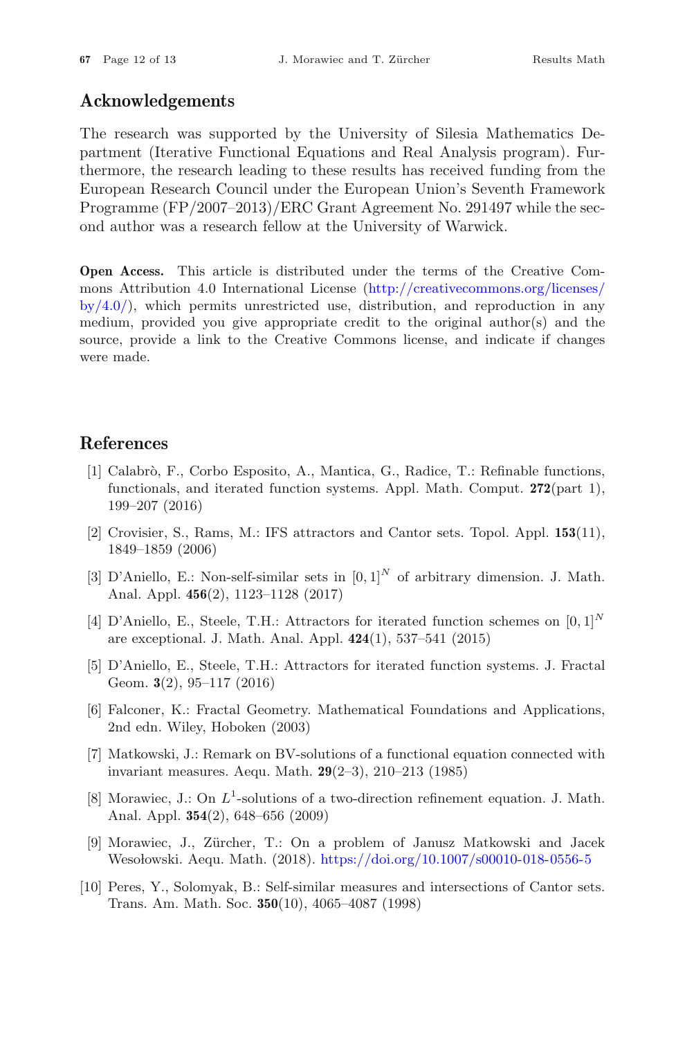## Acknowledgements

The research was supported by the University of Silesia Mathematics Department (Iterative Functional Equations and Real Analysis program). Furthermore, the research leading to these results has received funding from the European Research Council under the European Union's Seventh Framework Programme (FP/2007–2013)/ERC Grant Agreement No. 291497 while the second author was a research fellow at the University of Warwick.

**Open Access.** This article is distributed under the terms of the Creative Commons Attribution 4.0 International License (http://creativecommons.org/licenses/by/4.0/), which permits unrestricted use, distribution, and reproduction in any medium, provided you give appropriate credit to the original author(s) and the source, provide a link to the Creative Commons license, and indicate if changes were made.

## References

[1] Calabrò, F., Corbo Esposito, A., Mantica, G., Radice, T.: Refinable functions, functionals, and iterated function systems. Appl. Math. Comput. **272**(part 1), 199–207 (2016)

[2] Crovisier, S., Rams, M.: IFS attractors and Cantor sets. Topol. Appl. **153**(11), 1849–1859 (2006)

[3] D'Aniello, E.: Non-self-similar sets in $[0, 1]^N$ of arbitrary dimension. J. Math. Anal. Appl. **456**(2), 1123–1128 (2017)

[4] D'Aniello, E., Steele, T.H.: Attractors for iterated function schemes on $[0, 1]^N$ are exceptional. J. Math. Anal. Appl. **424**(1), 537–541 (2015)

[5] D'Aniello, E., Steele, T.H.: Attractors for iterated function systems. J. Fractal Geom. **3**(2), 95–117 (2016)

[6] Falconer, K.: Fractal Geometry. Mathematical Foundations and Applications, 2nd edn. Wiley, Hoboken (2003)

[7] Matkowski, J.: Remark on BV-solutions of a functional equation connected with invariant measures. Aequ. Math. **29**(2–3), 210–213 (1985)

[8] Morawiec, J.: On $L^1$-solutions of a two-direction refinement equation. J. Math. Anal. Appl. **354**(2), 648–656 (2009)

[9] Morawiec, J., Zürcher, T.: On a problem of Janusz Matkowski and Jacek Wesołowski. Aequ. Math. (2018). https://doi.org/10.1007/s00010-018-0556-5

[10] Peres, Y., Solomyak, B.: Self-similar measures and intersections of Cantor sets. Trans. Am. Math. Soc. **350**(10), 4065–4087 (1998)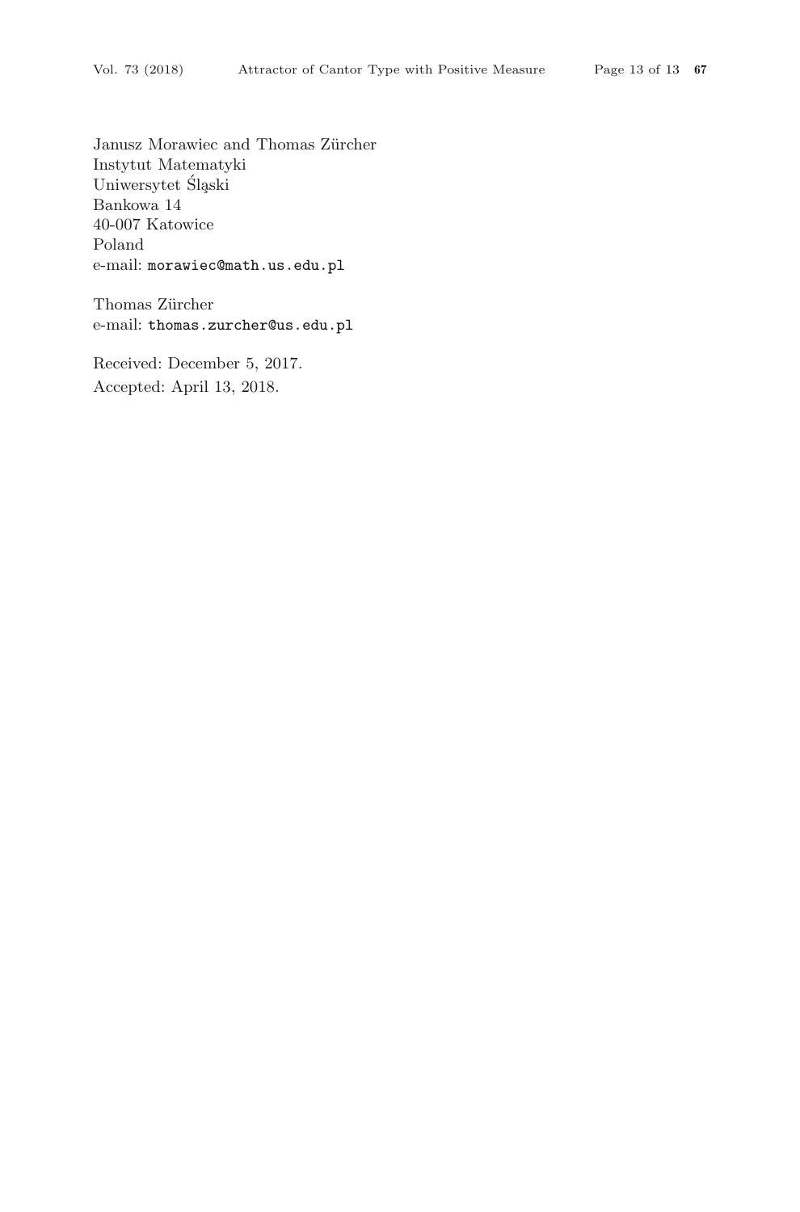Janusz Morawiec and Thomas Zürcher  
Instytut Matematyki  
Uniwersytet Śląski  
Bankowa 14  
40-007 Katowice  
Poland  
e-mail: morawiec@math.us.edu.pl

Thomas Zürcher  
e-mail: thomas.zurcher@us.edu.pl

Received: December 5, 2017.  
Accepted: April 13, 2018.